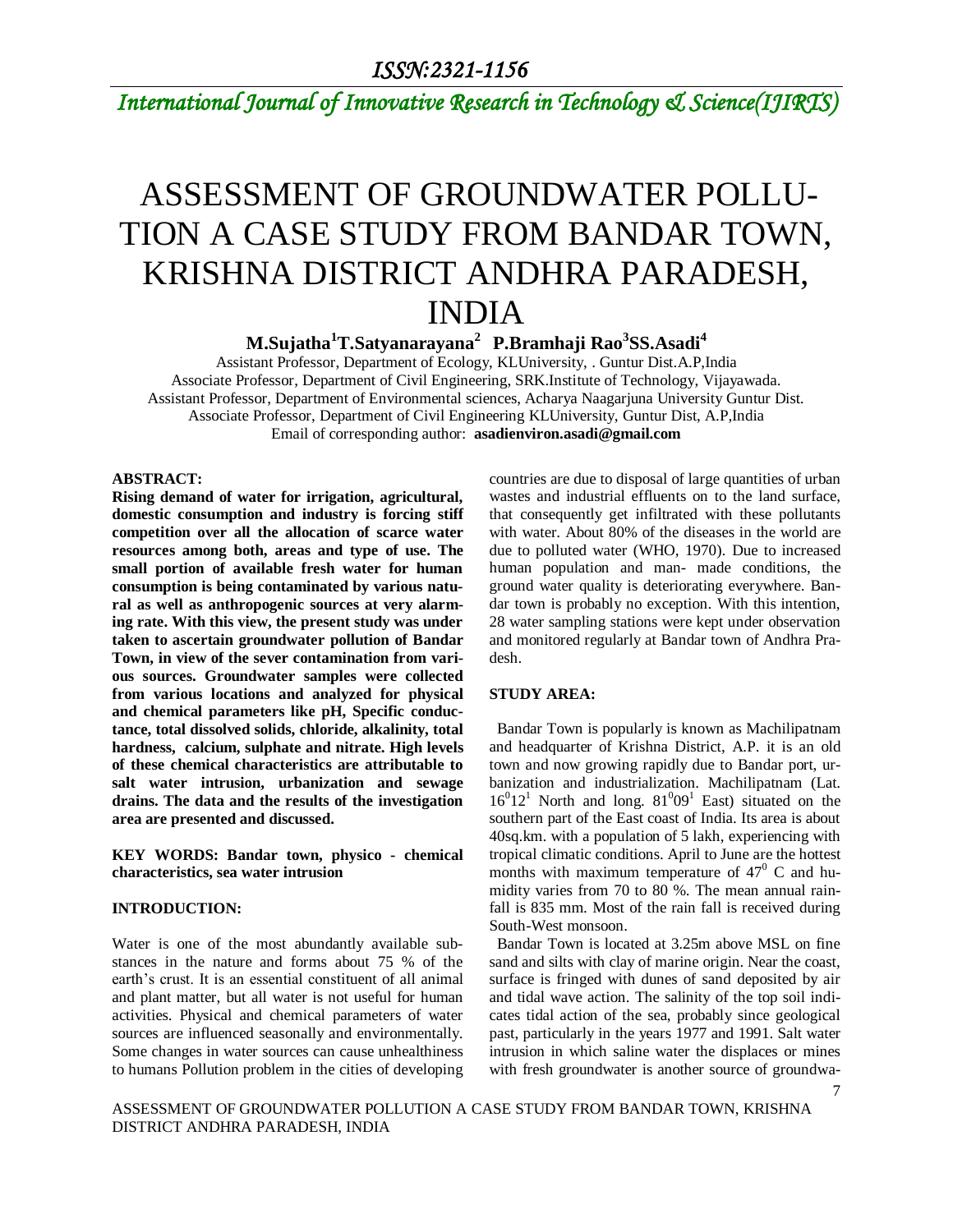# ASSESSMENT OF GROUNDWATER POLLUTION A CASE STUDY FROM BANDAR TOWN, KRISHNA DISTRICT ANDHRA PARADESH, INDIA

**M.Sujatha[1] T.Satyanarayana[2] P.Bramhaji Rao[3] SS.Asadi[4]**

Assistant Professor, Department of Ecology, KLUniversity, . Guntur Dist.A.P,India
Associate Professor, Department of Civil Engineering, SRK.Institute of Technology, Vijayawada.
Assistant Professor, Department of Environmental sciences, Acharya Naagarjuna University Guntur Dist.
Associate Professor, Department of Civil Engineering KLUniversity, Guntur Dist, A.P,India
Email of corresponding author: **asadienviron.asadi@gmail.com**

## ABSTRACT:

**Rising demand of water for irrigation, agricultural, domestic consumption and industry is forcing stiff competition over all the allocation of scarce water resources among both, areas and type of use. The small portion of available fresh water for human consumption is being contaminated by various natural as well as anthropogenic sources at very alarming rate. With this view, the present study was under taken to ascertain groundwater pollution of Bandar Town, in view of the sever contamination from various sources. Groundwater samples were collected from various locations and analyzed for physical and chemical parameters like pH, Specific conductance, total dissolved solids, chloride, alkalinity, total hardness, calcium, sulphate and nitrate. High levels of these chemical characteristics are attributable to salt water intrusion, urbanization and sewage drains. The data and the results of the investigation area are presented and discussed.**

**KEY WORDS: Bandar town, physico - chemical characteristics, sea water intrusion**

## INTRODUCTION:

Water is one of the most abundantly available substances in the nature and forms about 75 % of the earth's crust. It is an essential constituent of all animal and plant matter, but all water is not useful for human activities. Physical and chemical parameters of water sources are influenced seasonally and environmentally. Some changes in water sources can cause unhealthiness to humans Pollution problem in the cities of developing countries are due to disposal of large quantities of urban wastes and industrial effluents on to the land surface, that consequently get infiltrated with these pollutants with water. About 80% of the diseases in the world are due to polluted water (WHO, 1970). Due to increased human population and man- made conditions, the ground water quality is deteriorating everywhere. Bandar town is probably no exception. With this intention, 28 water sampling stations were kept under observation and monitored regularly at Bandar town of Andhra Pradesh.

## STUDY AREA:

Bandar Town is popularly is known as Machilipatnam and headquarter of Krishna District, A.P. it is an old town and now growing rapidly due to Bandar port, urbanization and industrialization. Machilipatnam (Lat. $16^0 12^1$ North and long. $81^0 09^1$ East) situated on the southern part of the East coast of India. Its area is about 40sq.km. with a population of 5 lakh, experiencing with tropical climatic conditions. April to June are the hottest months with maximum temperature of $47^0$ C and humidity varies from 70 to 80 %. The mean annual rainfall is 835 mm. Most of the rain fall is received during South-West monsoon.

Bandar Town is located at 3.25m above MSL on fine sand and silts with clay of marine origin. Near the coast, surface is fringed with dunes of sand deposited by air and tidal wave action. The salinity of the top soil indicates tidal action of the sea, probably since geological past, particularly in the years 1977 and 1991. Salt water intrusion in which saline water the displaces or mines with fresh groundwater is another source of groundwa-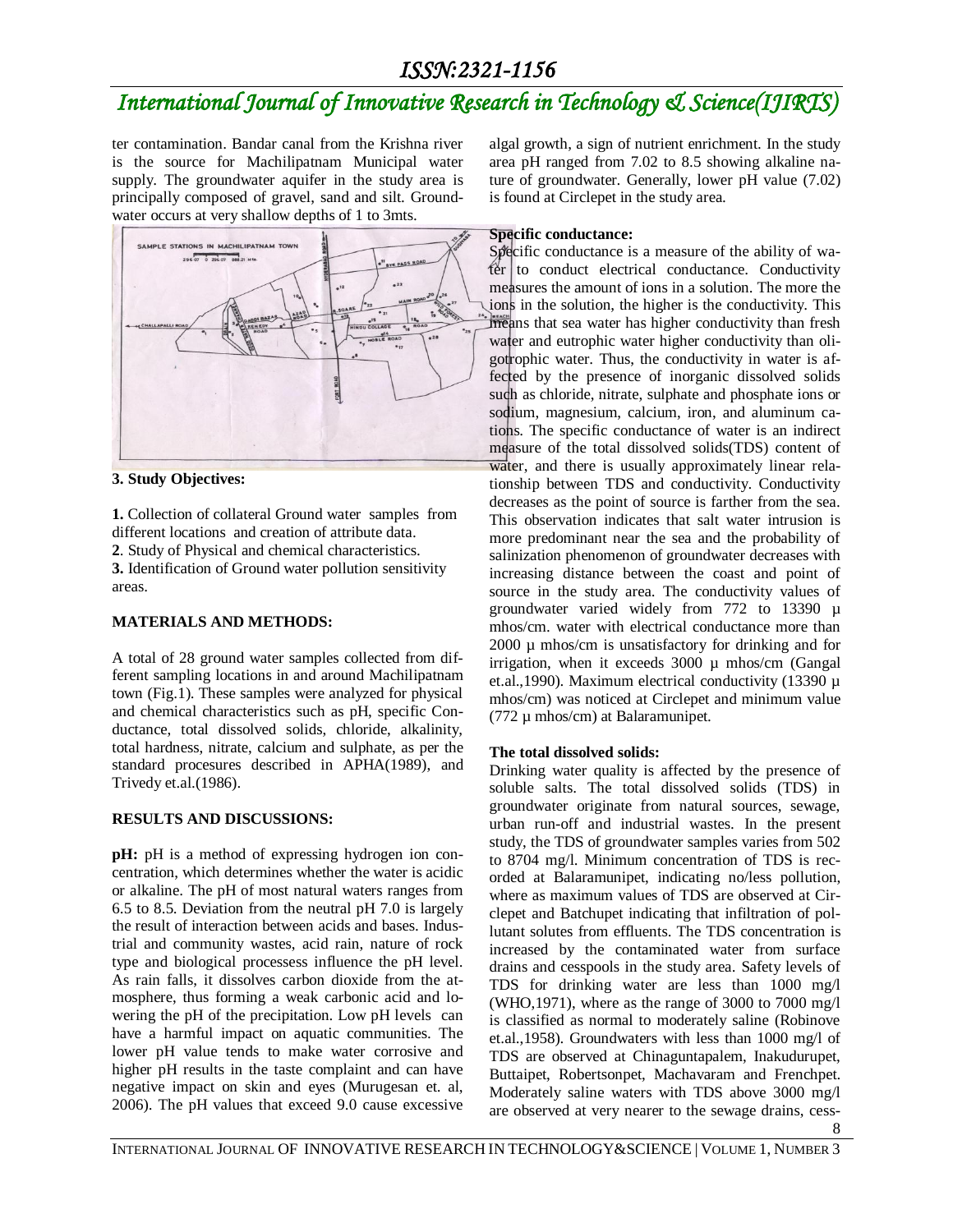ter contamination. Bandar canal from the Krishna river is the source for Machilipatnam Municipal water supply. The groundwater aquifer in the study area is principally composed of gravel, sand and silt. Groundwater occurs at very shallow depths of 1 to 3mts.

### 3. Study Objectives:

**1.** Collection of collateral Ground water samples from different locations and creation of attribute data.

**2**. Study of Physical and chemical characteristics.

**3.** Identification of Ground water pollution sensitivity areas.

### MATERIALS AND METHODS:

A total of 28 ground water samples collected from different sampling locations in and around Machilipatnam town (Fig.1). These samples were analyzed for physical and chemical characteristics such as pH, specific Conductance, total dissolved solids, chloride, alkalinity, total hardness, nitrate, calcium and sulphate, as per the standard procesures described in APHA(1989), and Trivedy et.al.(1986).

### RESULTS AND DISCUSSIONS:

**pH:** pH is a method of expressing hydrogen ion concentration, which determines whether the water is acidic or alkaline. The pH of most natural waters ranges from 6.5 to 8.5. Deviation from the neutral pH 7.0 is largely the result of interaction between acids and bases. Industrial and community wastes, acid rain, nature of rock type and biological processess influence the pH level. As rain falls, it dissolves carbon dioxide from the atmosphere, thus forming a weak carbonic acid and lowering the pH of the precipitation. Low pH levels can have a harmful impact on aquatic communities. The lower pH value tends to make water corrosive and higher pH results in the taste complaint and can have negative impact on skin and eyes (Murugesan et. al, 2006). The pH values that exceed 9.0 cause excessive algal growth, a sign of nutrient enrichment. In the study area pH ranged from 7.02 to 8.5 showing alkaline nature of groundwater. Generally, lower pH value (7.02) is found at Circlepet in the study area.

**Specific conductance:**

Specific conductance is a measure of the ability of water to conduct electrical conductance. Conductivity measures the amount of ions in a solution. The more the ions in the solution, the higher is the conductivity. This means that sea water has higher conductivity than fresh water and eutrophic water higher conductivity than oligotrophic water. Thus, the conductivity in water is affected by the presence of inorganic dissolved solids such as chloride, nitrate, sulphate and phosphate ions or sodium, magnesium, calcium, iron, and aluminum cations. The specific conductance of water is an indirect measure of the total dissolved solids(TDS) content of water, and there is usually approximately linear relationship between TDS and conductivity. Conductivity decreases as the point of source is farther from the sea. This observation indicates that salt water intrusion is more predominant near the sea and the probability of salinization phenomenon of groundwater decreases with increasing distance between the coast and point of source in the study area. The conductivity values of groundwater varied widely from 772 to 13390 µ mhos/cm. water with electrical conductance more than 2000 µ mhos/cm is unsatisfactory for drinking and for irrigation, when it exceeds 3000 µ mhos/cm (Gangal et.al.,1990). Maximum electrical conductivity (13390 µ mhos/cm) was noticed at Circlepet and minimum value (772 µ mhos/cm) at Balaramunipet.

**The total dissolved solids:**

Drinking water quality is affected by the presence of soluble salts. The total dissolved solids (TDS) in groundwater originate from natural sources, sewage, urban run-off and industrial wastes. In the present study, the TDS of groundwater samples varies from 502 to 8704 mg/l. Minimum concentration of TDS is recorded at Balaramunipet, indicating no/less pollution, where as maximum values of TDS are observed at Circlepet and Batchupet indicating that infiltration of pollutant solutes from effluents. The TDS concentration is increased by the contaminated water from surface drains and cesspools in the study area. Safety levels of TDS for drinking water are less than 1000 mg/l (WHO,1971), where as the range of 3000 to 7000 mg/l is classified as normal to moderately saline (Robinove et.al.,1958). Groundwaters with less than 1000 mg/l of TDS are observed at Chinaguntapalem, Inakudurupet, Buttaipet, Robertsonpet, Machavaram and Frenchpet. Moderately saline waters with TDS above 3000 mg/l are observed at very nearer to the sewage drains, cess-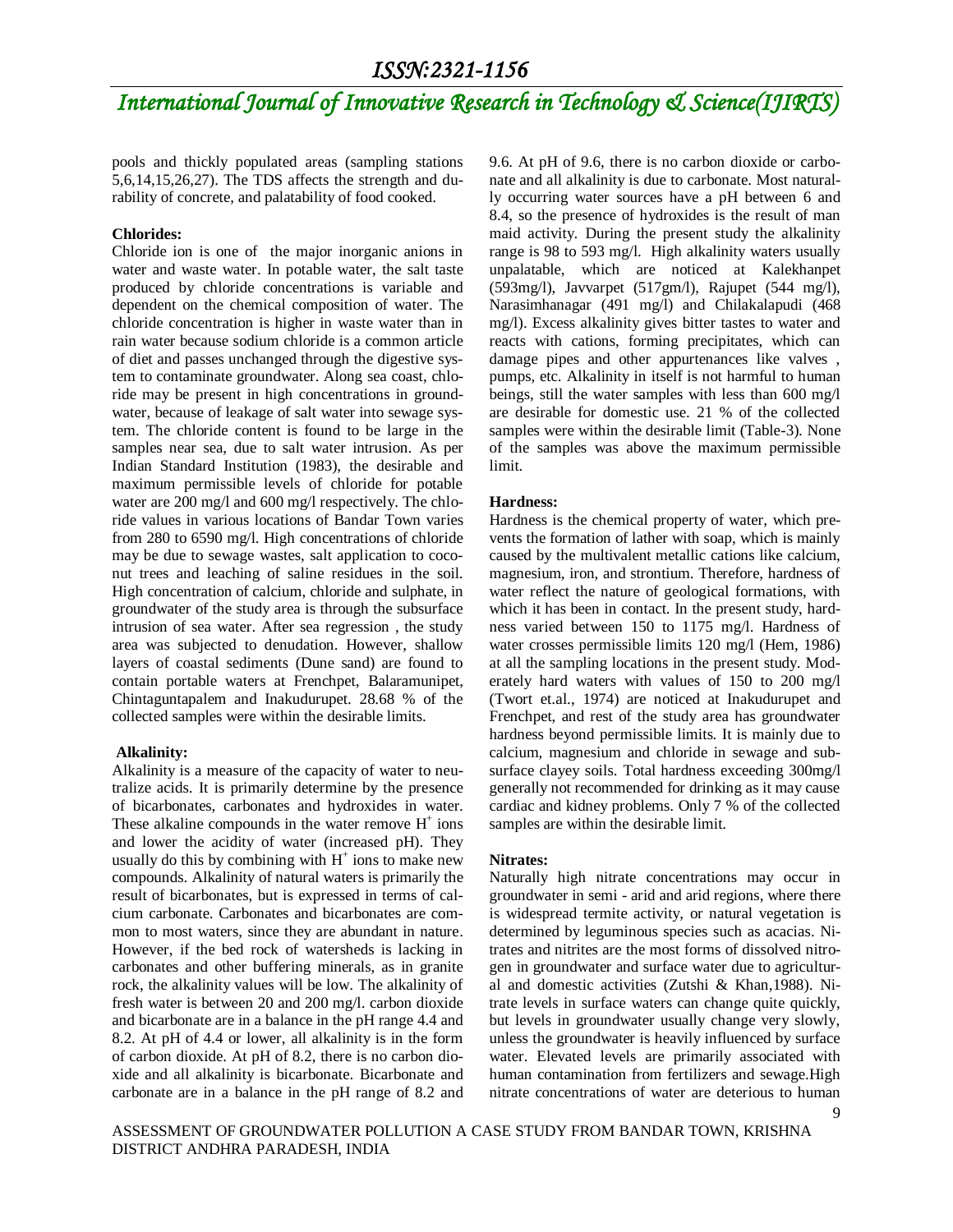pools and thickly populated areas (sampling stations 5,6,14,15,26,27). The TDS affects the strength and durability of concrete, and palatability of food cooked.

**Chlorides:**

Chloride ion is one of the major inorganic anions in water and waste water. In potable water, the salt taste produced by chloride concentrations is variable and dependent on the chemical composition of water. The chloride concentration is higher in waste water than in rain water because sodium chloride is a common article of diet and passes unchanged through the digestive system to contaminate groundwater. Along sea coast, chloride may be present in high concentrations in groundwater, because of leakage of salt water into sewage system. The chloride content is found to be large in the samples near sea, due to salt water intrusion. As per Indian Standard Institution (1983), the desirable and maximum permissible levels of chloride for potable water are 200 mg/l and 600 mg/l respectively. The chloride values in various locations of Bandar Town varies from 280 to 6590 mg/l. High concentrations of chloride may be due to sewage wastes, salt application to coconut trees and leaching of saline residues in the soil. High concentration of calcium, chloride and sulphate, in groundwater of the study area is through the subsurface intrusion of sea water. After sea regression , the study area was subjected to denudation. However, shallow layers of coastal sediments (Dune sand) are found to contain portable waters at Frenchpet, Balaramunipet, Chintaguntapalem and Inakudurupet. 28.68 % of the collected samples were within the desirable limits.

**Alkalinity:**

Alkalinity is a measure of the capacity of water to neutralize acids. It is primarily determine by the presence of bicarbonates, carbonates and hydroxides in water. These alkaline compounds in the water remove $H^{+}$ ions and lower the acidity of water (increased pH). They usually do this by combining with $H^{+}$ ions to make new compounds. Alkalinity of natural waters is primarily the result of bicarbonates, but is expressed in terms of calcium carbonate. Carbonates and bicarbonates are common to most waters, since they are abundant in nature. However, if the bed rock of watersheds is lacking in carbonates and other buffering minerals, as in granite rock, the alkalinity values will be low. The alkalinity of fresh water is between 20 and 200 mg/l. carbon dioxide and bicarbonate are in a balance in the pH range 4.4 and 8.2. At pH of 4.4 or lower, all alkalinity is in the form of carbon dioxide. At pH of 8.2, there is no carbon dioxide and all alkalinity is bicarbonate. Bicarbonate and carbonate are in a balance in the pH range of 8.2 and 9.6. At pH of 9.6, there is no carbon dioxide or carbonate and all alkalinity is due to carbonate. Most naturally occurring water sources have a pH between 6 and 8.4, so the presence of hydroxides is the result of man maid activity. During the present study the alkalinity range is 98 to 593 mg/l. High alkalinity waters usually unpalatable, which are noticed at Kalekhanpet (593mg/l), Javvarpet (517gm/l), Rajupet (544 mg/l), Narasimhanagar (491 mg/l) and Chilakalapudi (468 mg/l). Excess alkalinity gives bitter tastes to water and reacts with cations, forming precipitates, which can damage pipes and other appurtenances like valves , pumps, etc. Alkalinity in itself is not harmful to human beings, still the water samples with less than 600 mg/l are desirable for domestic use. 21 % of the collected samples were within the desirable limit (Table-3). None of the samples was above the maximum permissible limit.

**Hardness:**

Hardness is the chemical property of water, which prevents the formation of lather with soap, which is mainly caused by the multivalent metallic cations like calcium, magnesium, iron, and strontium. Therefore, hardness of water reflect the nature of geological formations, with which it has been in contact. In the present study, hardness varied between 150 to 1175 mg/l. Hardness of water crosses permissible limits 120 mg/l (Hem, 1986) at all the sampling locations in the present study. Moderately hard waters with values of 150 to 200 mg/l (Twort et.al., 1974) are noticed at Inakudurupet and Frenchpet, and rest of the study area has groundwater hardness beyond permissible limits. It is mainly due to calcium, magnesium and chloride in sewage and subsurface clayey soils. Total hardness exceeding 300mg/l generally not recommended for drinking as it may cause cardiac and kidney problems. Only 7 % of the collected samples are within the desirable limit.

**Nitrates:**

Naturally high nitrate concentrations may occur in groundwater in semi - arid and arid regions, where there is widespread termite activity, or natural vegetation is determined by leguminous species such as acacias. Nitrates and nitrites are the most forms of dissolved nitrogen in groundwater and surface water due to agricultural and domestic activities (Zutshi & Khan,1988). Nitrate levels in surface waters can change quite quickly, but levels in groundwater usually change very slowly, unless the groundwater is heavily influenced by surface water. Elevated levels are primarily associated with human contamination from fertilizers and sewage.High nitrate concentrations of water are deterious to human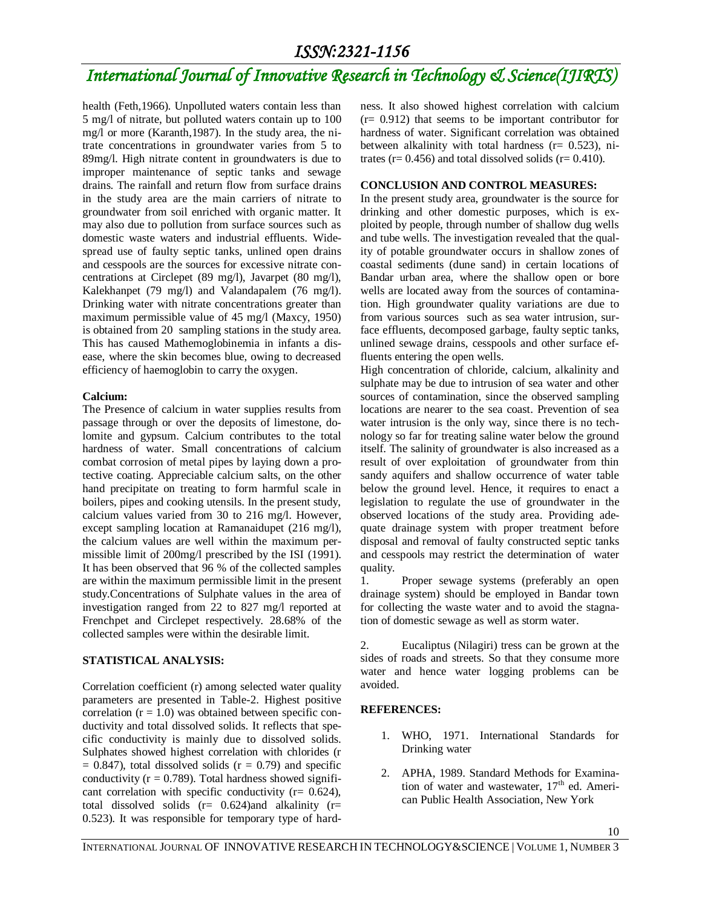health (Feth,1966). Unpolluted waters contain less than 5 mg/l of nitrate, but polluted waters contain up to 100 mg/l or more (Karanth,1987). In the study area, the nitrate concentrations in groundwater varies from 5 to 89mg/l. High nitrate content in groundwaters is due to improper maintenance of septic tanks and sewage drains. The rainfall and return flow from surface drains in the study area are the main carriers of nitrate to groundwater from soil enriched with organic matter. It may also due to pollution from surface sources such as domestic waste waters and industrial effluents. Widespread use of faulty septic tanks, unlined open drains and cesspools are the sources for excessive nitrate concentrations at Circlepet (89 mg/l), Javarpet (80 mg/l), Kalekhanpet (79 mg/l) and Valandapalem (76 mg/l). Drinking water with nitrate concentrations greater than maximum permissible value of 45 mg/l (Maxcy, 1950) is obtained from 20 sampling stations in the study area. This has caused Mathemoglobinemia in infants a disease, where the skin becomes blue, owing to decreased efficiency of haemoglobin to carry the oxygen.

**Calcium:**

The Presence of calcium in water supplies results from passage through or over the deposits of limestone, dolomite and gypsum. Calcium contributes to the total hardness of water. Small concentrations of calcium combat corrosion of metal pipes by laying down a protective coating. Appreciable calcium salts, on the other hand precipitate on treating to form harmful scale in boilers, pipes and cooking utensils. In the present study, calcium values varied from 30 to 216 mg/l. However, except sampling location at Ramanaidupet (216 mg/l), the calcium values are well within the maximum permissible limit of 200mg/l prescribed by the ISI (1991). It has been observed that 96 % of the collected samples are within the maximum permissible limit in the present study.Concentrations of Sulphate values in the area of investigation ranged from 22 to 827 mg/l reported at Frenchpet and Circlepet respectively. 28.68% of the collected samples were within the desirable limit.

## STATISTICAL ANALYSIS:

Correlation coefficient (r) among selected water quality parameters are presented in Table-2. Highest positive correlation ($r = 1.0$) was obtained between specific conductivity and total dissolved solids. It reflects that specific conductivity is mainly due to dissolved solids. Sulphates showed highest correlation with chlorides ($r = 0.847$), total dissolved solids ($r = 0.79$) and specific conductivity ($r = 0.789$). Total hardness showed significant correlation with specific conductivity ($r = 0.624$), total dissolved solids ($r = 0.624$)and alkalinity ($r = 0.523$). It was responsible for temporary type of hardness. It also showed highest correlation with calcium ($r = 0.912$) that seems to be important contributor for hardness of water. Significant correlation was obtained between alkalinity with total hardness ($r = 0.523$), nitrates ($r = 0.456$) and total dissolved solids ($r = 0.410$).

## CONCLUSION AND CONTROL MEASURES:

In the present study area, groundwater is the source for drinking and other domestic purposes, which is exploited by people, through number of shallow dug wells and tube wells. The investigation revealed that the quality of potable groundwater occurs in shallow zones of coastal sediments (dune sand) in certain locations of Bandar urban area, where the shallow open or bore wells are located away from the sources of contamination. High groundwater quality variations are due to from various sources such as sea water intrusion, surface effluents, decomposed garbage, faulty septic tanks, unlined sewage drains, cesspools and other surface effluents entering the open wells.

High concentration of chloride, calcium, alkalinity and sulphate may be due to intrusion of sea water and other sources of contamination, since the observed sampling locations are nearer to the sea coast. Prevention of sea water intrusion is the only way, since there is no technology so far for treating saline water below the ground itself. The salinity of groundwater is also increased as a result of over exploitation of groundwater from thin sandy aquifers and shallow occurrence of water table below the ground level. Hence, it requires to enact a legislation to regulate the use of groundwater in the observed locations of the study area. Providing adequate drainage system with proper treatment before disposal and removal of faulty constructed septic tanks and cesspools may restrict the determination of water quality.

1. Proper sewage systems (preferably an open drainage system) should be employed in Bandar town for collecting the waste water and to avoid the stagnation of domestic sewage as well as storm water.

2. Eucaliptus (Nilagiri) tress can be grown at the sides of roads and streets. So that they consume more water and hence water logging problems can be avoided.

## REFERENCES:

1. WHO, 1971. International Standards for Drinking water
2. APHA, 1989. Standard Methods for Examination of water and wastewater, 17th ed. American Public Health Association, New York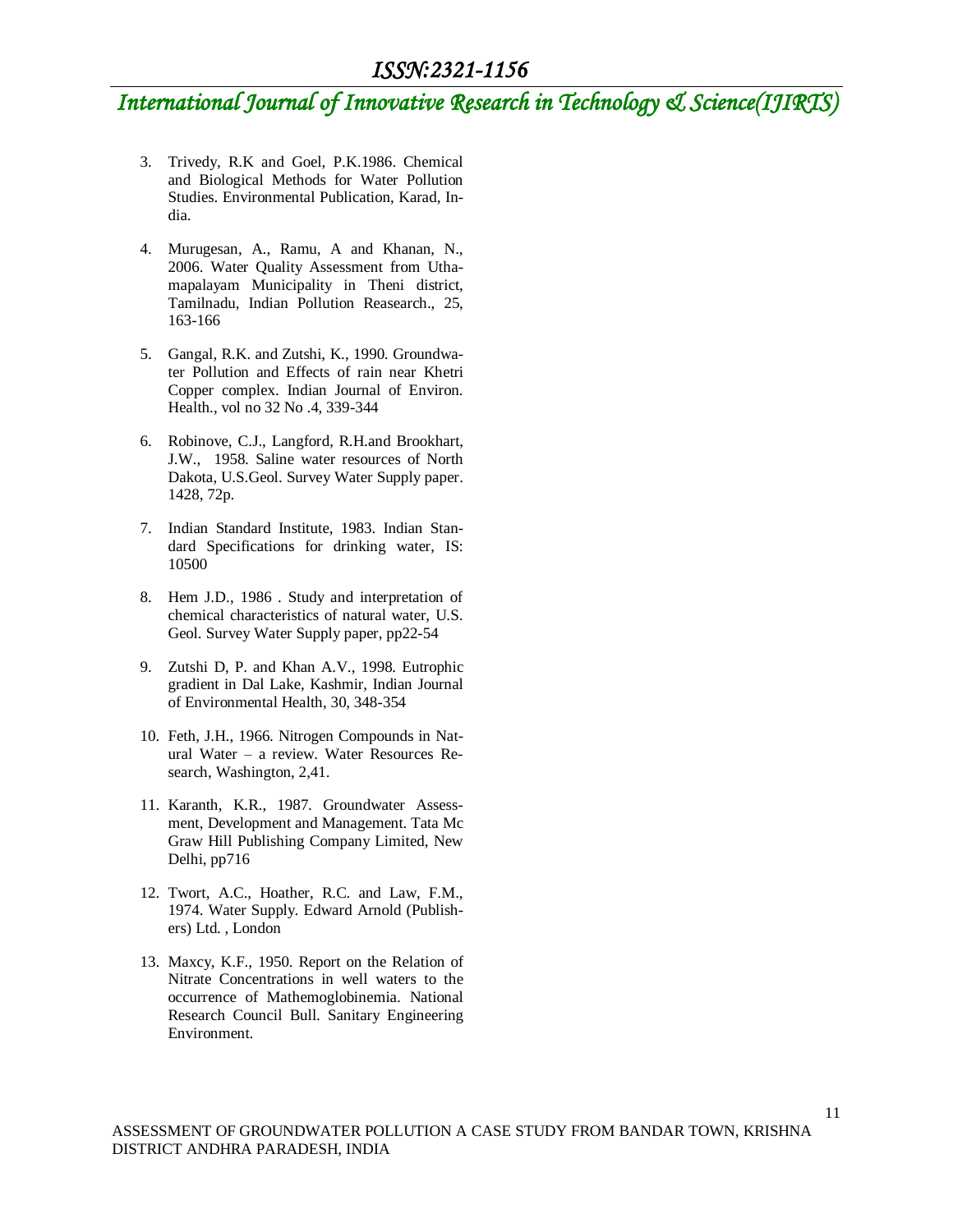3. Trivedy, R.K and Goel, P.K.1986. Chemical and Biological Methods for Water Pollution Studies. Environmental Publication, Karad, India.

4. Murugesan, A., Ramu, A and Khanan, N., 2006. Water Quality Assessment from Uthamapalayam Municipality in Theni district, Tamilnadu, Indian Pollution Reasearch., 25, 163-166

5. Gangal, R.K. and Zutshi, K., 1990. Groundwater Pollution and Effects of rain near Khetri Copper complex. Indian Journal of Environ. Health., vol no 32 No .4, 339-344

6. Robinove, C.J., Langford, R.H.and Brookhart, J.W., 1958. Saline water resources of North Dakota, U.S.Geol. Survey Water Supply paper. 1428, 72p.

7. Indian Standard Institute, 1983. Indian Standard Specifications for drinking water, IS: 10500

8. Hem J.D., 1986 . Study and interpretation of chemical characteristics of natural water, U.S. Geol. Survey Water Supply paper, pp22-54

9. Zutshi D, P. and Khan A.V., 1998. Eutrophic gradient in Dal Lake, Kashmir, Indian Journal of Environmental Health, 30, 348-354

10. Feth, J.H., 1966. Nitrogen Compounds in Natural Water – a review. Water Resources Research, Washington, 2,41.

11. Karanth, K.R., 1987. Groundwater Assessment, Development and Management. Tata Mc Graw Hill Publishing Company Limited, New Delhi, pp716

12. Twort, A.C., Hoather, R.C. and Law, F.M., 1974. Water Supply. Edward Arnold (Publishers) Ltd. , London

13. Maxcy, K.F., 1950. Report on the Relation of Nitrate Concentrations in well waters to the occurrence of Mathemoglobinemia. National Research Council Bull. Sanitary Engineering Environment.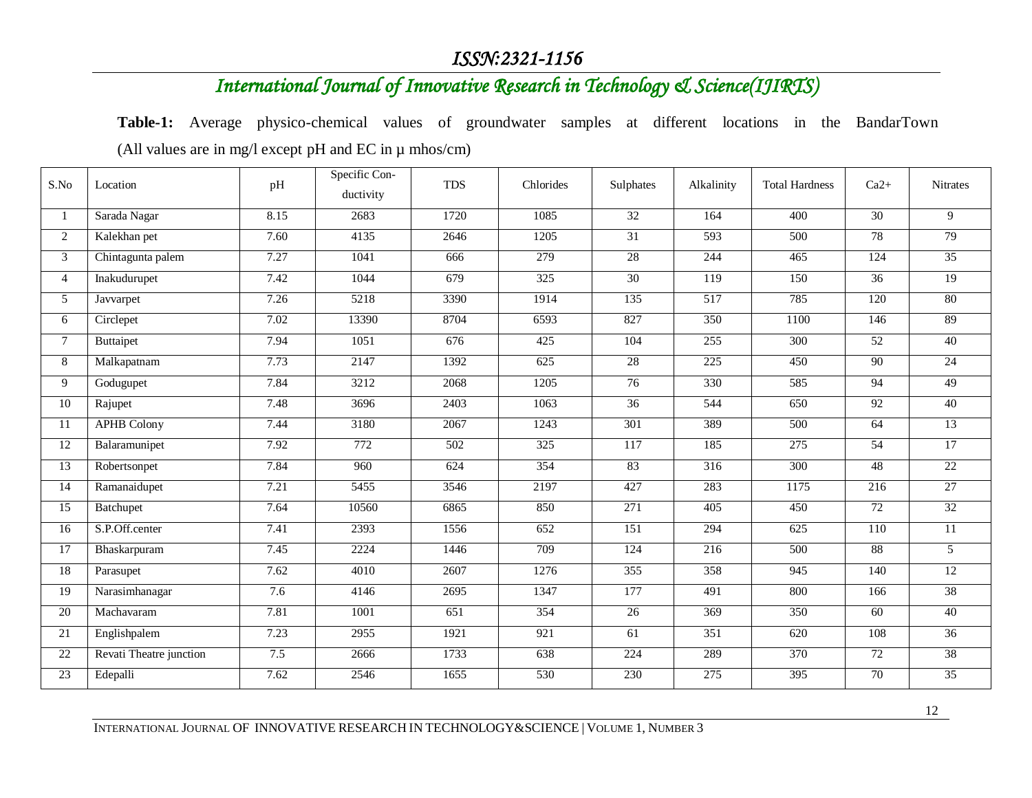**Table-1:** Average physico-chemical values of groundwater samples at different locations in the BandarTown (All values are in mg/l except pH and EC in µ mhos/cm)

| S.No | Location | pH | Specific Con-ductivity | TDS | Chlorides | Sulphates | Alkalinity | Total Hardness | Ca2+ | Nitrates |
|---|---|---|---|---|---|---|---|---|---|---|
| 1 | Sarada Nagar | 8.15 | 2683 | 1720 | 1085 | 32 | 164 | 400 | 30 | 9 |
| 2 | Kalekhan pet | 7.60 | 4135 | 2646 | 1205 | 31 | 593 | 500 | 78 | 79 |
| 3 | Chintagunta palem | 7.27 | 1041 | 666 | 279 | 28 | 244 | 465 | 124 | 35 |
| 4 | Inakudurupet | 7.42 | 1044 | 679 | 325 | 30 | 119 | 150 | 36 | 19 |
| 5 | Javvarpet | 7.26 | 5218 | 3390 | 1914 | 135 | 517 | 785 | 120 | 80 |
| 6 | Circlepet | 7.02 | 13390 | 8704 | 6593 | 827 | 350 | 1100 | 146 | 89 |
| 7 | Buttaipet | 7.94 | 1051 | 676 | 425 | 104 | 255 | 300 | 52 | 40 |
| 8 | Malkapatnam | 7.73 | 2147 | 1392 | 625 | 28 | 225 | 450 | 90 | 24 |
| 9 | Godugupet | 7.84 | 3212 | 2068 | 1205 | 76 | 330 | 585 | 94 | 49 |
| 10 | Rajupet | 7.48 | 3696 | 2403 | 1063 | 36 | 544 | 650 | 92 | 40 |
| 11 | APHB Colony | 7.44 | 3180 | 2067 | 1243 | 301 | 389 | 500 | 64 | 13 |
| 12 | Balaramunipet | 7.92 | 772 | 502 | 325 | 117 | 185 | 275 | 54 | 17 |
| 13 | Robertsonpet | 7.84 | 960 | 624 | 354 | 83 | 316 | 300 | 48 | 22 |
| 14 | Ramanaidupet | 7.21 | 5455 | 3546 | 2197 | 427 | 283 | 1175 | 216 | 27 |
| 15 | Batchupet | 7.64 | 10560 | 6865 | 850 | 271 | 405 | 450 | 72 | 32 |
| 16 | S.P.Off.center | 7.41 | 2393 | 1556 | 652 | 151 | 294 | 625 | 110 | 11 |
| 17 | Bhaskarpuram | 7.45 | 2224 | 1446 | 709 | 124 | 216 | 500 | 88 | 5 |
| 18 | Parasupet | 7.62 | 4010 | 2607 | 1276 | 355 | 358 | 945 | 140 | 12 |
| 19 | Narasimhanagar | 7.6 | 4146 | 2695 | 1347 | 177 | 491 | 800 | 166 | 38 |
| 20 | Machavaram | 7.81 | 1001 | 651 | 354 | 26 | 369 | 350 | 60 | 40 |
| 21 | Englishpalem | 7.23 | 2955 | 1921 | 921 | 61 | 351 | 620 | 108 | 36 |
| 22 | Revati Theatre junction | 7.5 | 2666 | 1733 | 638 | 224 | 289 | 370 | 72 | 38 |
| 23 | Edepalli | 7.62 | 2546 | 1655 | 530 | 230 | 275 | 395 | 70 | 35 |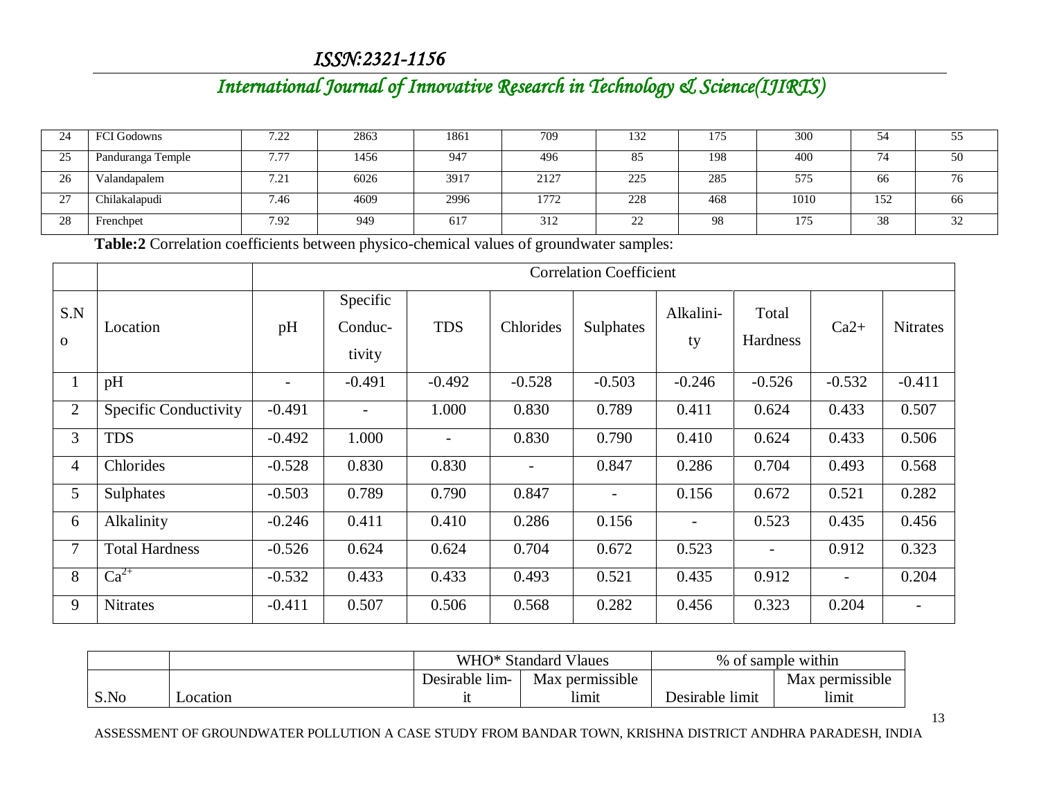| 24 | FCI Godowns | 7.22 | 2863 | 1861 | 709 | 132 | 175 | 300 | 54 | 55 |
|---|---|---|---|---|---|---|---|---|---|---|
| 25 | Panduranga Temple | 7.77 | 1456 | 947 | 496 | 85 | 198 | 400 | 74 | 50 |
| 26 | Valandapalem | 7.21 | 6026 | 3917 | 2127 | 225 | 285 | 575 | 66 | 76 |
| 27 | Chilakalapudi | 7.46 | 4609 | 2996 | 1772 | 228 | 468 | 1010 | 152 | 66 |
| 28 | Frenchpet | 7.92 | 949 | 617 | 312 | 22 | 98 | 175 | 38 | 32 |

**Table:2** Correlation coefficients between physico-chemical values of groundwater samples:

| | | Correlation Coefficient | | | | | | | | |
|---|---|---|---|---|---|---|---|---|---|---|
| S.No | Location | pH | Specific Conduc-tivity | TDS | Chlorides | Sulphates | Alkalini-ty | Total Hardness | Ca2+ | Nitrates |
| 1 | pH | - | -0.491 | -0.492 | -0.528 | -0.503 | -0.246 | -0.526 | -0.532 | -0.411 |
| 2 | Specific Conductivity | -0.491 | - | 1.000 | 0.830 | 0.789 | 0.411 | 0.624 | 0.433 | 0.507 |
| 3 | TDS | -0.492 | 1.000 | - | 0.830 | 0.790 | 0.410 | 0.624 | 0.433 | 0.506 |
| 4 | Chlorides | -0.528 | 0.830 | 0.830 | - | 0.847 | 0.286 | 0.704 | 0.493 | 0.568 |
| 5 | Sulphates | -0.503 | 0.789 | 0.790 | 0.847 | - | 0.156 | 0.672 | 0.521 | 0.282 |
| 6 | Alkalinity | -0.246 | 0.411 | 0.410 | 0.286 | 0.156 | - | 0.523 | 0.435 | 0.456 |
| 7 | Total Hardness | -0.526 | 0.624 | 0.624 | 0.704 | 0.672 | 0.523 | - | 0.912 | 0.323 |
| 8 | $Ca^{2+}$ | -0.532 | 0.433 | 0.433 | 0.493 | 0.521 | 0.435 | 0.912 | - | 0.204 |
| 9 | Nitrates | -0.411 | 0.507 | 0.506 | 0.568 | 0.282 | 0.456 | 0.323 | 0.204 | - |

| | | WHO* Standard Vlaues | | % of sample within | |
|---|---|---|---|---|---|
| S.No | Location | Desirable lim-it | Max permissible limit | Desirable limit | Max permissible limit |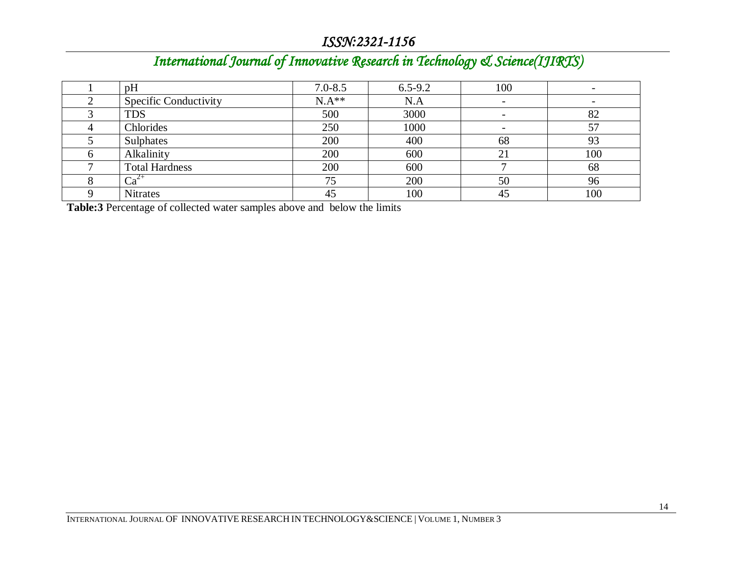| | | | | | |
|---|---|---|---|---|---|
| 1 | pH | 7.0-8.5 | 6.5-9.2 | 100 | - |
| 2 | Specific Conductivity | N.A** | N.A | - | - |
| 3 | TDS | 500 | 3000 | - | 82 |
| 4 | Chlorides | 250 | 1000 | - | 57 |
| 5 | Sulphates | 200 | 400 | 68 | 93 |
| 6 | Alkalinity | 200 | 600 | 21 | 100 |
| 7 | Total Hardness | 200 | 600 | 7 | 68 |
| 8 | $Ca^{2+}$ | 75 | 200 | 50 | 96 |
| 9 | Nitrates | 45 | 100 | 45 | 100 |

**Table:3** Percentage of collected water samples above and below the limits